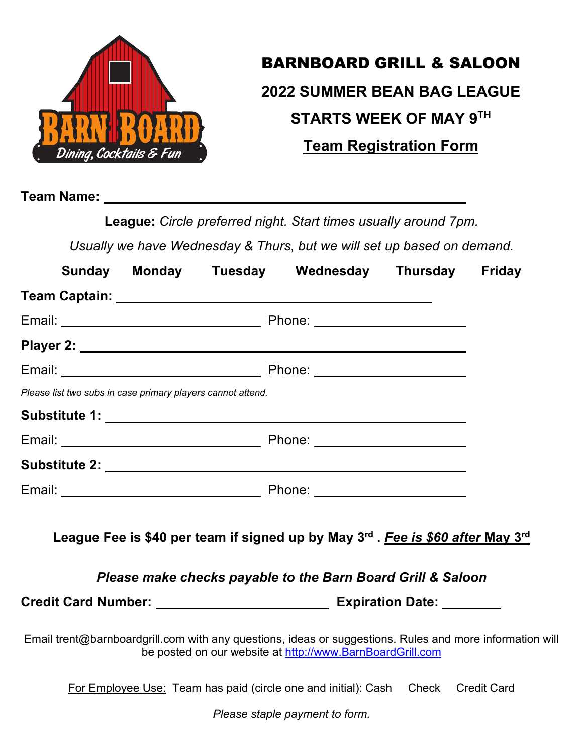# BARNBOARD GRILL & SALOON

## 2022 SUMMER BEAN BAG LEAGUE

## STARTS WEEK OF MAY 9TH

## Team Registration Form

**Team Name:** ______________________________________________

**League:** *Circle preferred night. Start times usually around 7pm.*

*Usually we have Wednesday & Thurs, but we will set up based on demand.*

**Sunday Monday Tuesday Wednesday Thursday Friday**

**Team Captain:** ________________________________________

Email: ______________________ Phone: ____________________

**Player 2:** ______________________________________________

Email: ______________________ Phone: ____________________

*Please list two subs in case primary players cannot attend.*

**Substitute 1:** __________________________________________

Email: ______________________ Phone: ____________________

**Substitute 2:** __________________________________________

Email: ______________________ Phone: ____________________

**League Fee is $40 per team if signed up by May 3rd . *Fee is $60 after* May 3rd**

***Please make checks payable to the Barn Board Grill & Saloon***

**Credit Card Number:** ______________________ **Expiration Date:** ________

Email trent@barnboardgrill.com with any questions, ideas or suggestions. Rules and more information will be posted on our website at http://www.BarnBoardGrill.com

For Employee Use: Team has paid (circle one and initial): Cash Check Credit Card

*Please staple payment to form.*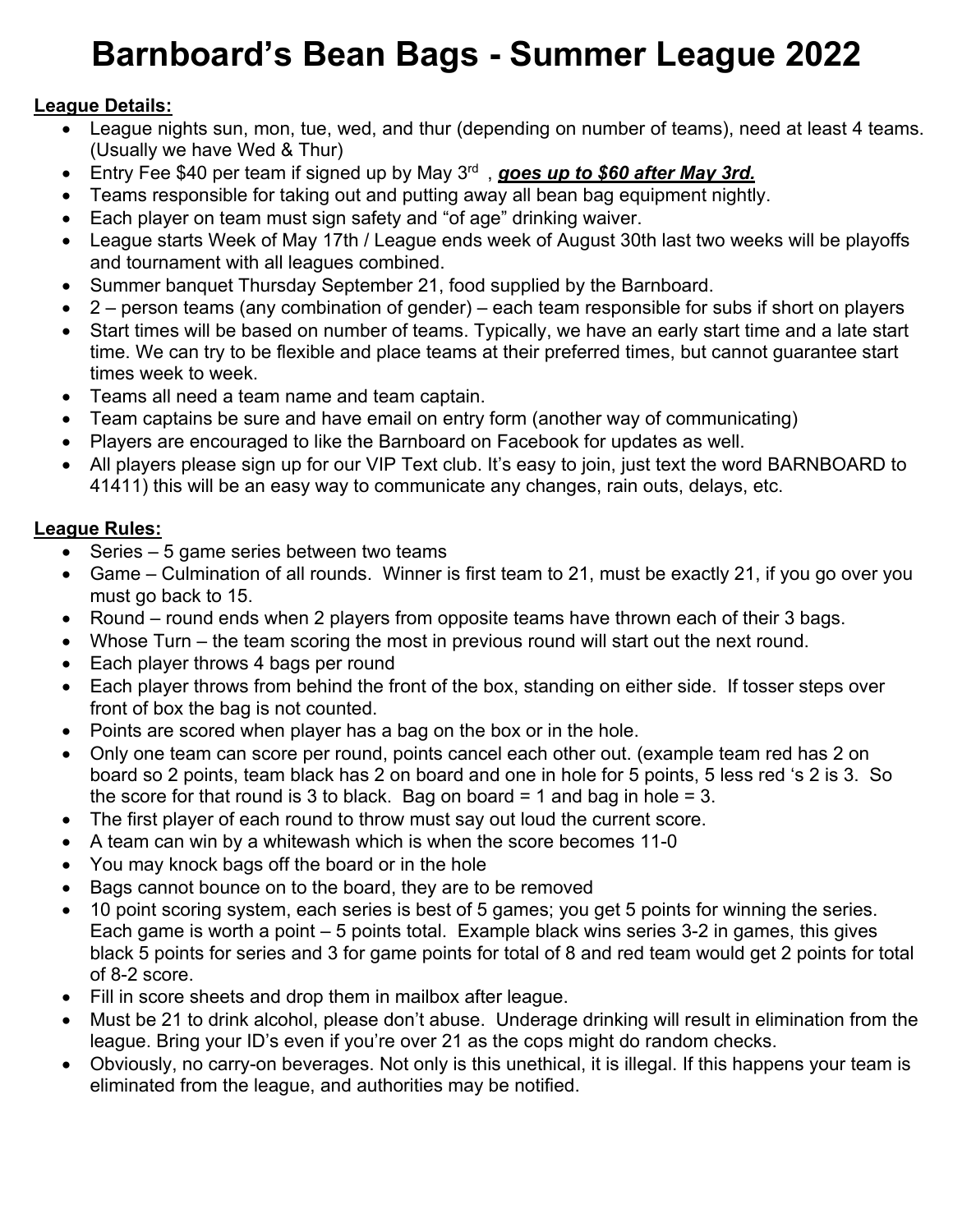# Barnboard's Bean Bags - Summer League 2022

**League Details:**

- League nights sun, mon, tue, wed, and thur (depending on number of teams), need at least 4 teams. (Usually we have Wed & Thur)
- Entry Fee $40 per team if signed up by May 3rd , ***goes up to $60 after May 3rd.***
- Teams responsible for taking out and putting away all bean bag equipment nightly.
- Each player on team must sign safety and "of age" drinking waiver.
- League starts Week of May 17th / League ends week of August 30th last two weeks will be playoffs and tournament with all leagues combined.
- Summer banquet Thursday September 21, food supplied by the Barnboard.
- 2 – person teams (any combination of gender) – each team responsible for subs if short on players
- Start times will be based on number of teams. Typically, we have an early start time and a late start time. We can try to be flexible and place teams at their preferred times, but cannot guarantee start times week to week.
- Teams all need a team name and team captain.
- Team captains be sure and have email on entry form (another way of communicating)
- Players are encouraged to like the Barnboard on Facebook for updates as well.
- All players please sign up for our VIP Text club. It's easy to join, just text the word BARNBOARD to 41411) this will be an easy way to communicate any changes, rain outs, delays, etc.

**League Rules:**

- Series – 5 game series between two teams
- Game – Culmination of all rounds. Winner is first team to 21, must be exactly 21, if you go over you must go back to 15.
- Round – round ends when 2 players from opposite teams have thrown each of their 3 bags.
- Whose Turn – the team scoring the most in previous round will start out the next round.
- Each player throws 4 bags per round
- Each player throws from behind the front of the box, standing on either side. If tosser steps over front of box the bag is not counted.
- Points are scored when player has a bag on the box or in the hole.
- Only one team can score per round, points cancel each other out. (example team red has 2 on board so 2 points, team black has 2 on board and one in hole for 5 points, 5 less red 's 2 is 3. So the score for that round is 3 to black. Bag on board = 1 and bag in hole = 3.
- The first player of each round to throw must say out loud the current score.
- A team can win by a whitewash which is when the score becomes 11-0
- You may knock bags off the board or in the hole
- Bags cannot bounce on to the board, they are to be removed
- 10 point scoring system, each series is best of 5 games; you get 5 points for winning the series. Each game is worth a point – 5 points total. Example black wins series 3-2 in games, this gives black 5 points for series and 3 for game points for total of 8 and red team would get 2 points for total of 8-2 score.
- Fill in score sheets and drop them in mailbox after league.
- Must be 21 to drink alcohol, please don't abuse. Underage drinking will result in elimination from the league. Bring your ID's even if you're over 21 as the cops might do random checks.
- Obviously, no carry-on beverages. Not only is this unethical, it is illegal. If this happens your team is eliminated from the league, and authorities may be notified.